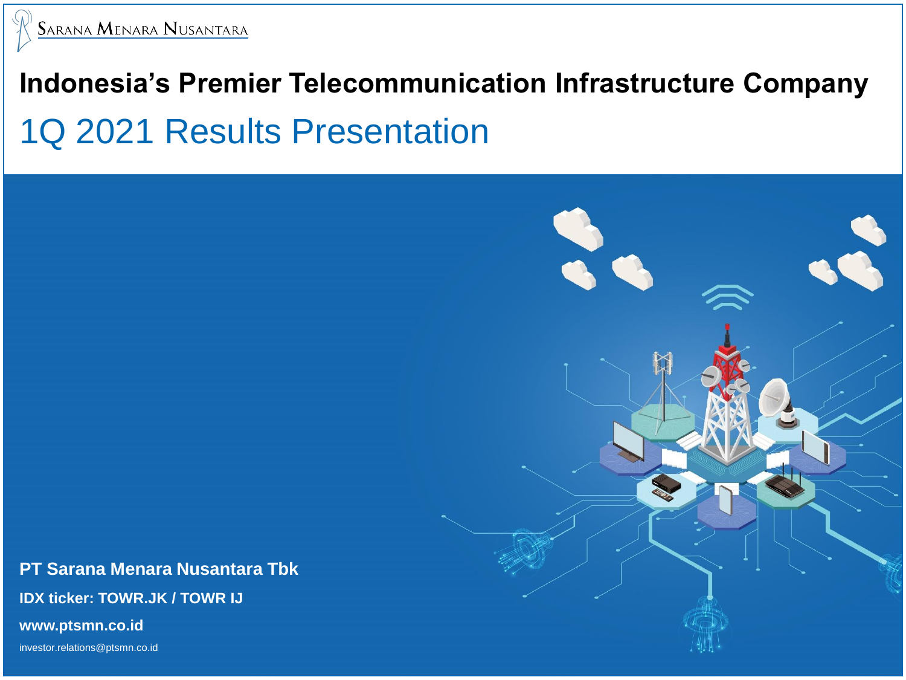Sarana Menara Nusantara

# Indonesia's Premier Telecommunication Infrastructure Company

## 1Q 2021 Results Presentation

**PT Sarana Menara Nusantara Tbk**

**IDX ticker: TOWR.JK / TOWR IJ**

**www.ptsmn.co.id**

investor.relations@ptsmn.co.id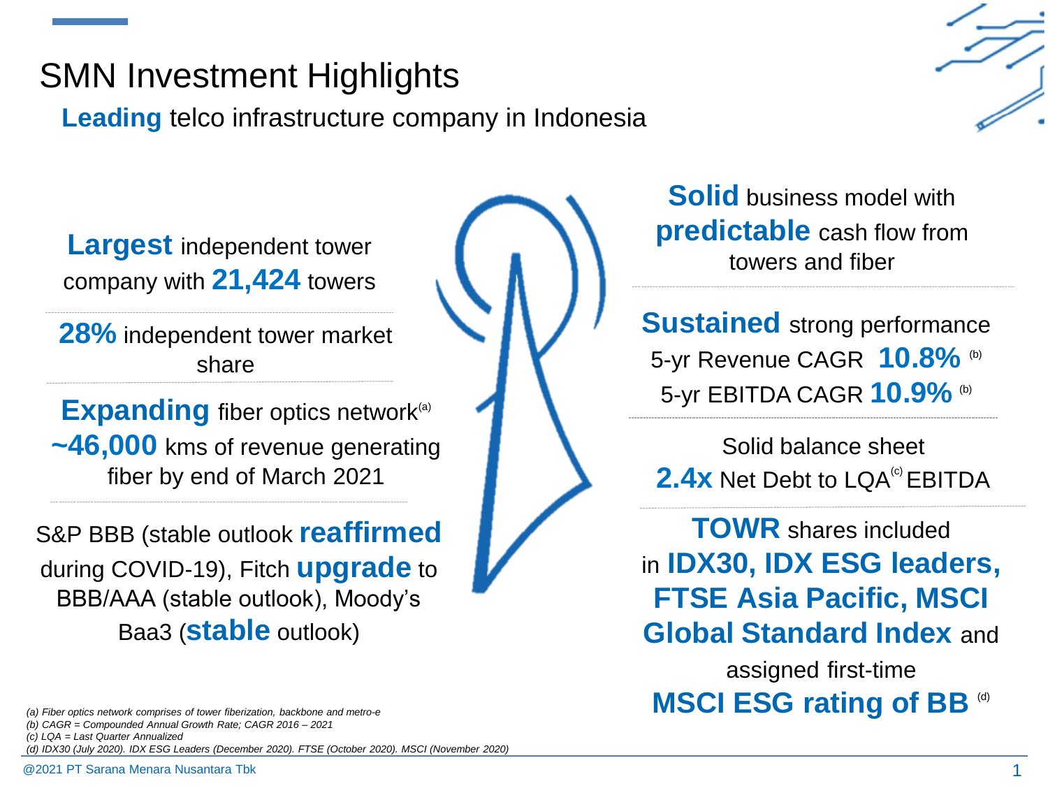# SMN Investment Highlights

**Leading** telco infrastructure company in Indonesia

**Largest** independent tower company with **21,424** towers

**28%** independent tower market share

**Expanding** fiber optics network[(a)]
**~46,000** kms of revenue generating fiber by end of March 2021

S&P BBB (stable outlook **reaffirmed** during COVID-19), Fitch **upgrade** to BBB/AAA (stable outlook), Moody's Baa3 (**stable** outlook)

**Solid** business model with **predictable** cash flow from towers and fiber

**Sustained** strong performance
5-yr Revenue CAGR **10.8%** [(b)]
5-yr EBITDA CAGR **10.9%** [(b)]

Solid balance sheet
**2.4x** Net Debt to LQA[(c)] EBITDA

**TOWR** shares included in **IDX30, IDX ESG leaders, FTSE Asia Pacific, MSCI Global Standard Index** and assigned first-time **MSCI ESG rating of BB** [(d)]

*(a) Fiber optics network comprises of tower fiberization, backbone and metro-e*
*(b) CAGR = Compounded Annual Growth Rate; CAGR 2016 – 2021*
*(c) LQA = Last Quarter Annualized*
*(d) IDX30 (July 2020). IDX ESG Leaders (December 2020). FTSE (October 2020). MSCI (November 2020)*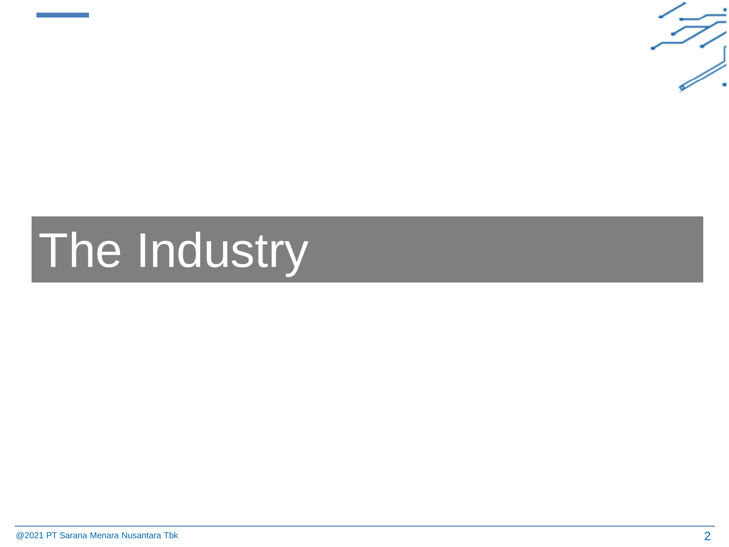# The Industry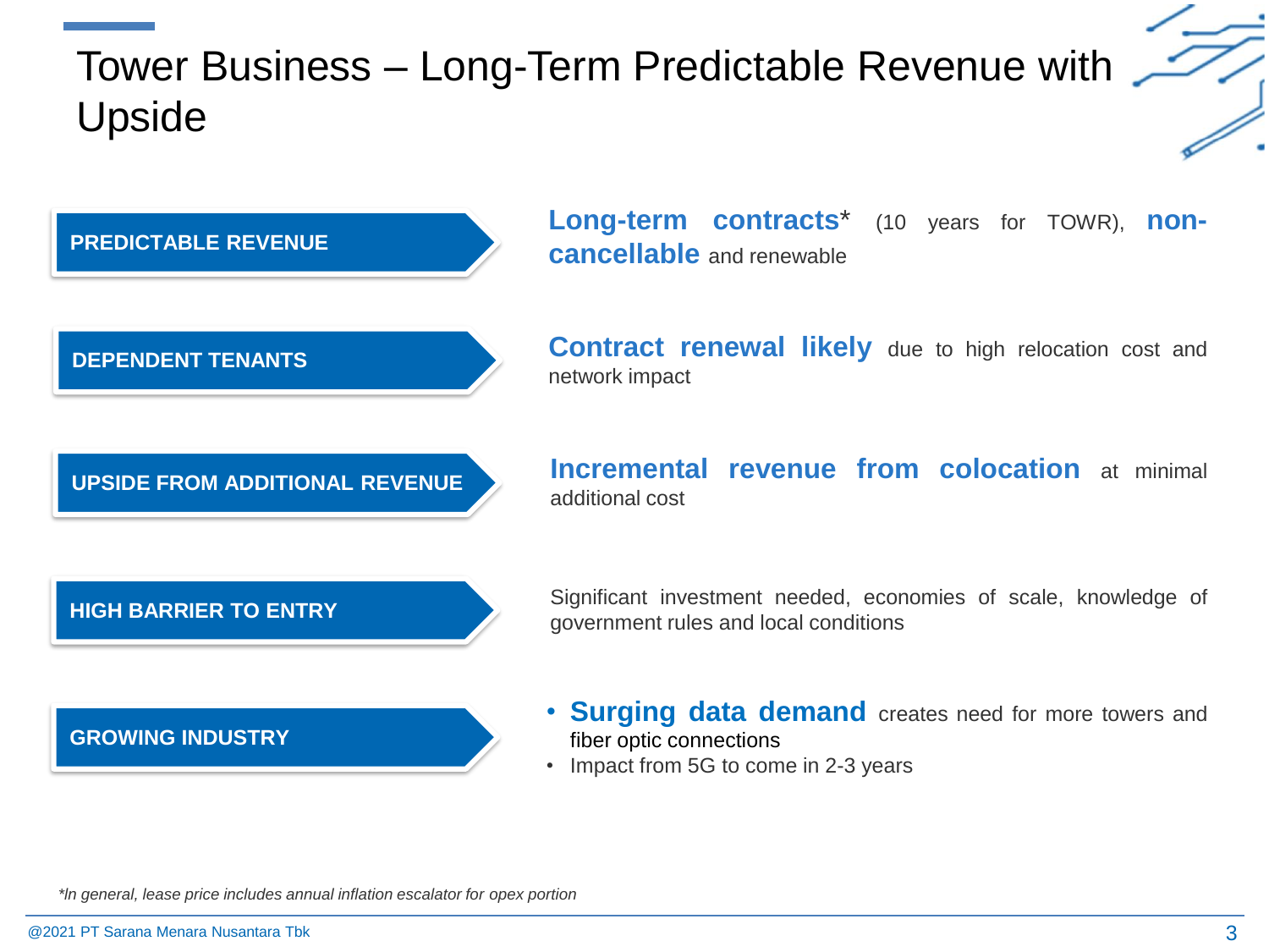# Tower Business – Long-Term Predictable Revenue with Upside

**PREDICTABLE REVENUE**

**Long-term contracts*** (10 years for TOWR), **non-cancellable** and renewable

**DEPENDENT TENANTS**

**Contract renewal likely** due to high relocation cost and network impact

**UPSIDE FROM ADDITIONAL REVENUE**

**Incremental revenue from colocation** at minimal additional cost

**HIGH BARRIER TO ENTRY**

Significant investment needed, economies of scale, knowledge of government rules and local conditions

**GROWING INDUSTRY**

- **Surging data demand** creates need for more towers and fiber optic connections
- Impact from 5G to come in 2-3 years

*\*In general, lease price includes annual inflation escalator for opex portion*

@2021 PT Sarana Menara Nusantara Tbk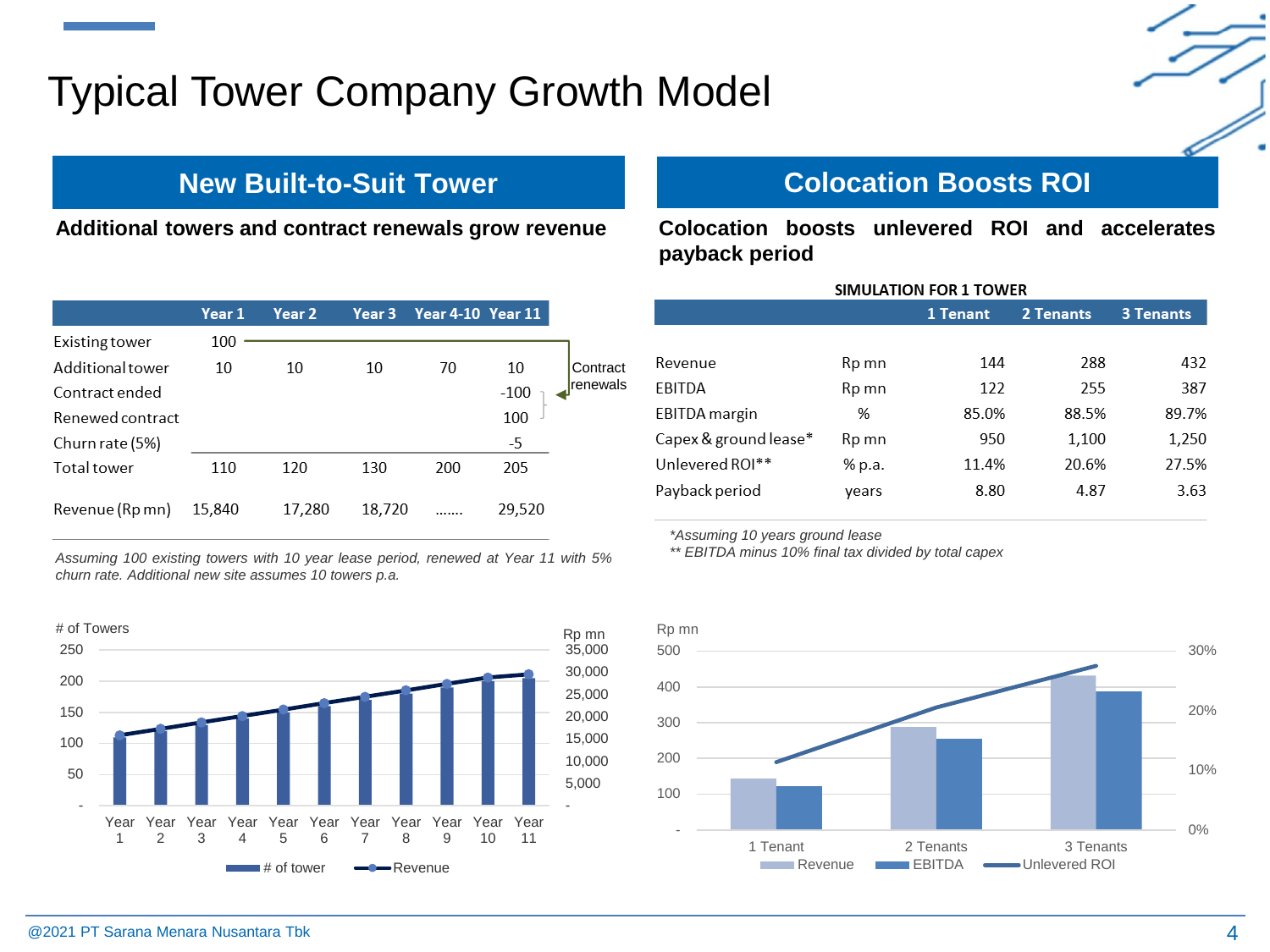# Typical Tower Company Growth Model

## New Built-to-Suit Tower

**Additional towers and contract renewals grow revenue**

| | Year 1 | Year 2 | Year 3 | Year 4-10 | Year 11 |
|---|---|---|---|---|---|
| Existing tower | 100 | | | | |
| Additional tower | 10 | 10 | 10 | 70 | 10 |
| Contract ended | | | | | -100 |
| Renewed contract | | | | | 100 |
| Churn rate (5%) | | | | | -5 |
| Total tower | 110 | 120 | 130 | 200 | 205 |
| Revenue (Rp mn) | 15,840 | 17,280 | 18,720 | ....... | 29,520 |

Contract renewals

*Assuming 100 existing towers with 10 year lease period, renewed at Year 11 with 5% churn rate. Additional new site assumes 10 towers p.a.*

# of Towers
250
200
150
100
50
-
Rp mn
35,000
30,000
25,000
20,000
15,000
10,000
5,000
-
Year 1 Year 2 Year 3 Year 4 Year 5 Year 6 Year 7 Year 8 Year 9 Year 10 Year 11
# of tower
Revenue

## Colocation Boosts ROI

**Colocation boosts unlevered ROI and accelerates payback period**

SIMULATION FOR 1 TOWER

| | | 1 Tenant | 2 Tenants | 3 Tenants |
|---|---|---|---|---|
| Revenue | Rp mn | 144 | 288 | 432 |
| EBITDA | Rp mn | 122 | 255 | 387 |
| EBITDA margin | % | 85.0% | 88.5% | 89.7% |
| Capex & ground lease* | Rp mn | 950 | 1,100 | 1,250 |
| Unlevered ROI** | % p.a. | 11.4% | 20.6% | 27.5% |
| Payback period | years | 8.80 | 4.87 | 3.63 |

*Assuming 10 years ground lease
** EBITDA minus 10% final tax divided by total capex*

Rp mn
500
400
300
200
100
-
30%
20%
10%
0%
1 Tenant 2 Tenants 3 Tenants
Revenue
EBITDA
Unlevered ROI

@2021 PT Sarana Menara Nusantara Tbk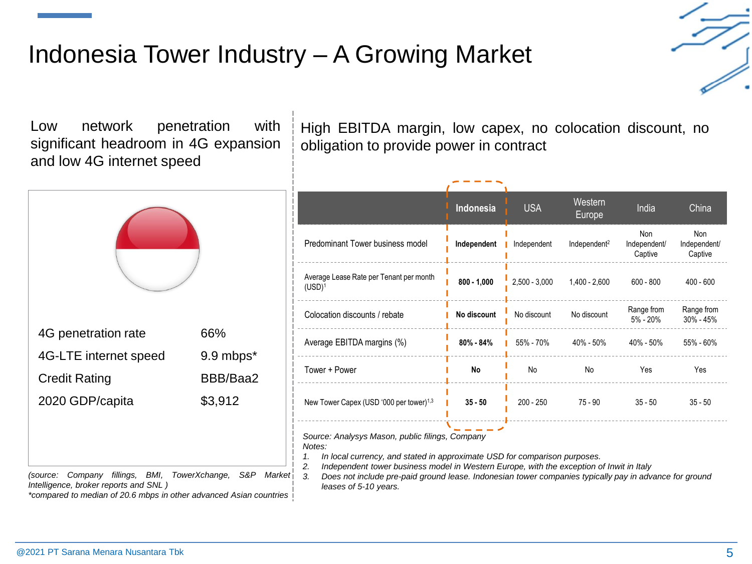# Indonesia Tower Industry – A Growing Market

Low network penetration with significant headroom in 4G expansion and low 4G internet speed

| | |
|---|---|
| 4G penetration rate | 66% |
| 4G-LTE internet speed | 9.9 mbps* |
| Credit Rating | BBB/Baa2 |
| 2020 GDP/capita | $3,912 |

*(source: Company fillings, BMI, TowerXchange, S&P Market Intelligence, broker reports and SNL )*
*\*compared to median of 20.6 mbps in other advanced Asian countries*

High EBITDA margin, low capex, no colocation discount, no obligation to provide power in contract

| | **Indonesia** | USA | Western Europe | India | China |
|---|---|---|---|---|---|
| Predominant Tower business model | **Independent** | Independent | Independent[2] | Non Independent/ Captive | Non Independent/ Captive |
| Average Lease Rate per Tenant per month (USD)[1] | **800 - 1,000** | 2,500 - 3,000 | 1,400 - 2,600 | 600 - 800 | 400 - 600 |
| Colocation discounts / rebate | **No discount** | No discount | No discount | Range from 5% - 20% | Range from 30% - 45% |
| Average EBITDA margins (%) | **80% - 84%** | 55% - 70% | 40% - 50% | 40% - 50% | 55% - 60% |
| Tower + Power | **No** | No | No | Yes | Yes |
| New Tower Capex (USD '000 per tower)[1,3] | **35 - 50** | 200 - 250 | 75 - 90 | 35 - 50 | 35 - 50 |

*Source: Analysys Mason, public filings, Company*
*Notes:*
1. *In local currency, and stated in approximate USD for comparison purposes.*
2. *Independent tower business model in Western Europe, with the exception of Inwit in Italy*
3. *Does not include pre-paid ground lease. Indonesian tower companies typically pay in advance for ground leases of 5-10 years.*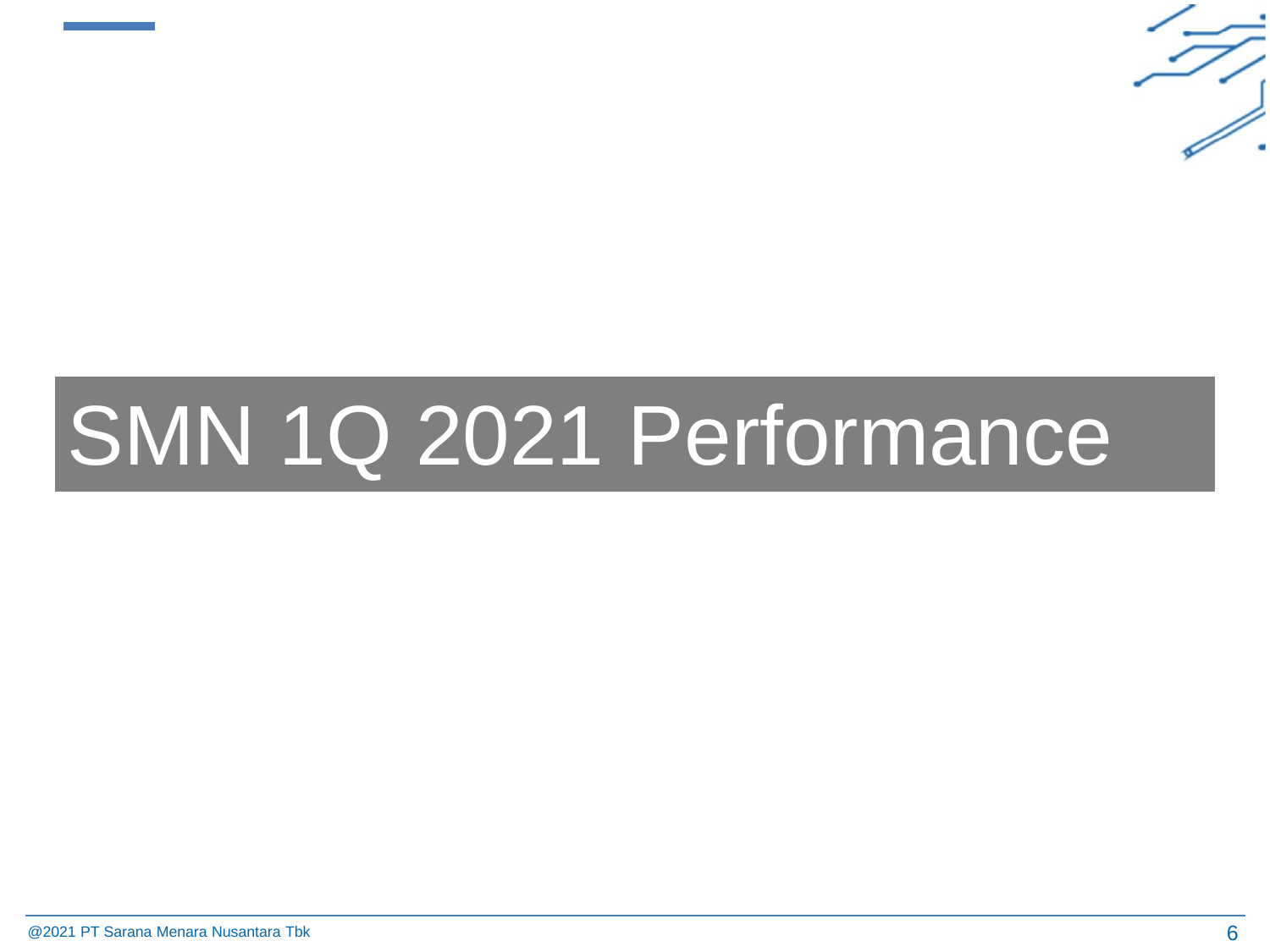# SMN 1Q 2021 Performance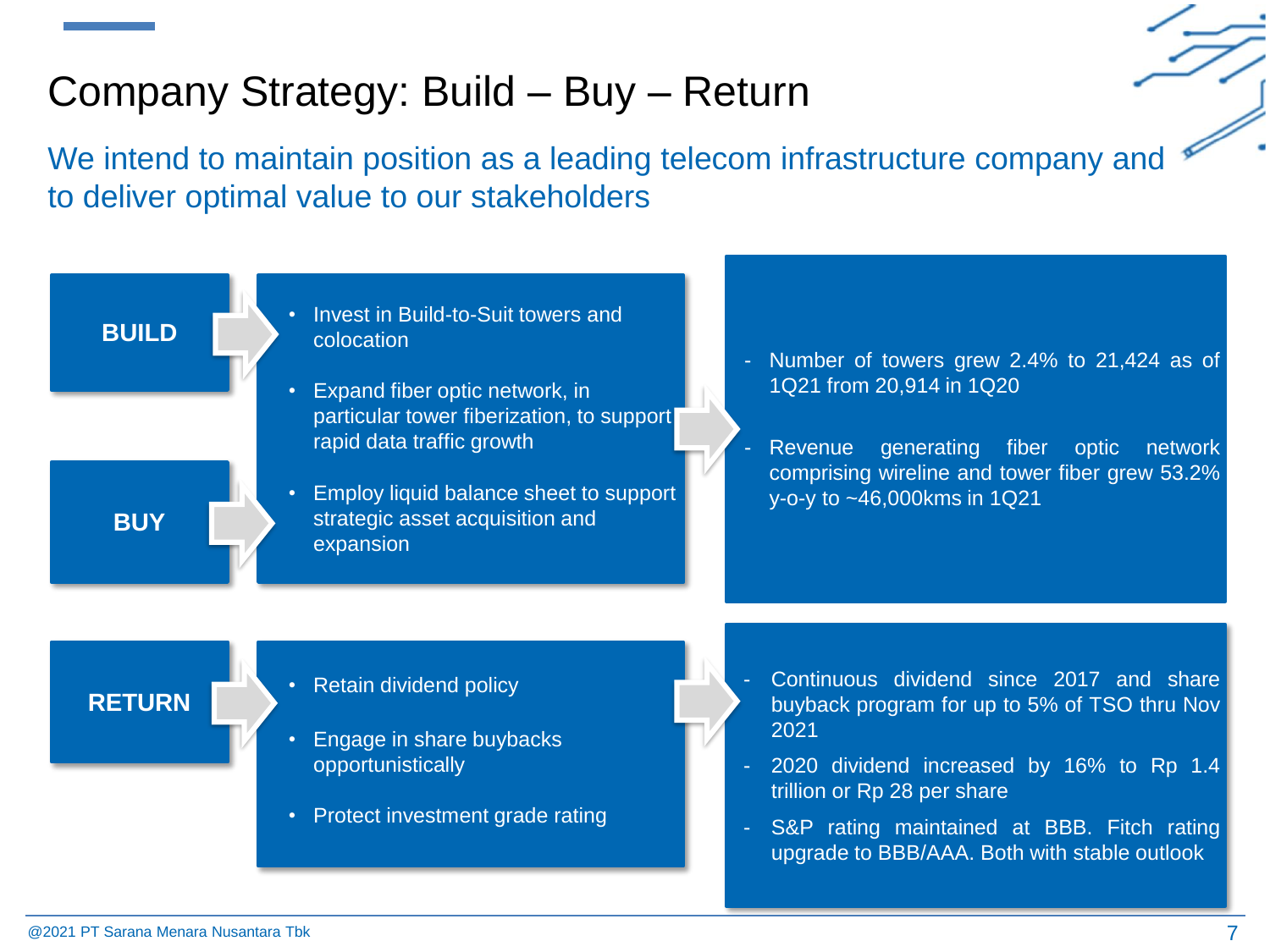# Company Strategy: Build – Buy – Return

We intend to maintain position as a leading telecom infrastructure company and to deliver optimal value to our stakeholders

**BUILD**

**BUY**

- Invest in Build-to-Suit towers and colocation
- Expand fiber optic network, in particular tower fiberization, to support rapid data traffic growth
- Employ liquid balance sheet to support strategic asset acquisition and expansion

- Number of towers grew 2.4% to 21,424 as of 1Q21 from 20,914 in 1Q20
- Revenue generating fiber optic network comprising wireline and tower fiber grew 53.2% y-o-y to ~46,000kms in 1Q21

**RETURN**

- Retain dividend policy
- Engage in share buybacks opportunistically
- Protect investment grade rating

- Continuous dividend since 2017 and share buyback program for up to 5% of TSO thru Nov 2021
- 2020 dividend increased by 16% to Rp 1.4 trillion or Rp 28 per share
- S&P rating maintained at BBB. Fitch rating upgrade to BBB/AAA. Both with stable outlook

@2021 PT Sarana Menara Nusantara Tbk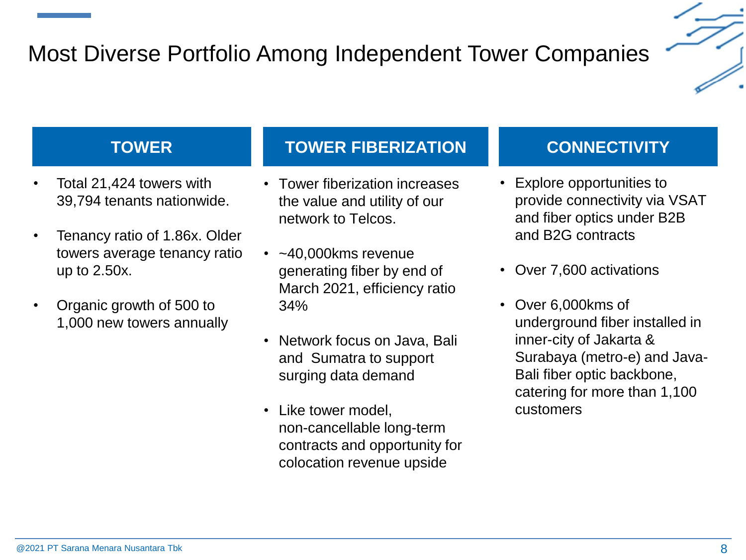# Most Diverse Portfolio Among Independent Tower Companies

## TOWER

- Total 21,424 towers with 39,794 tenants nationwide.
- Tenancy ratio of 1.86x. Older towers average tenancy ratio up to 2.50x.
- Organic growth of 500 to 1,000 new towers annually

## TOWER FIBERIZATION

- Tower fiberization increases the value and utility of our network to Telcos.
- ~40,000kms revenue generating fiber by end of March 2021, efficiency ratio 34%
- Network focus on Java, Bali and Sumatra to support surging data demand
- Like tower model, non-cancellable long-term contracts and opportunity for colocation revenue upside

## CONNECTIVITY

- Explore opportunities to provide connectivity via VSAT and fiber optics under B2B and B2G contracts
- Over 7,600 activations
- Over 6,000kms of underground fiber installed in inner-city of Jakarta & Surabaya (metro-e) and Java-Bali fiber optic backbone, catering for more than 1,100 customers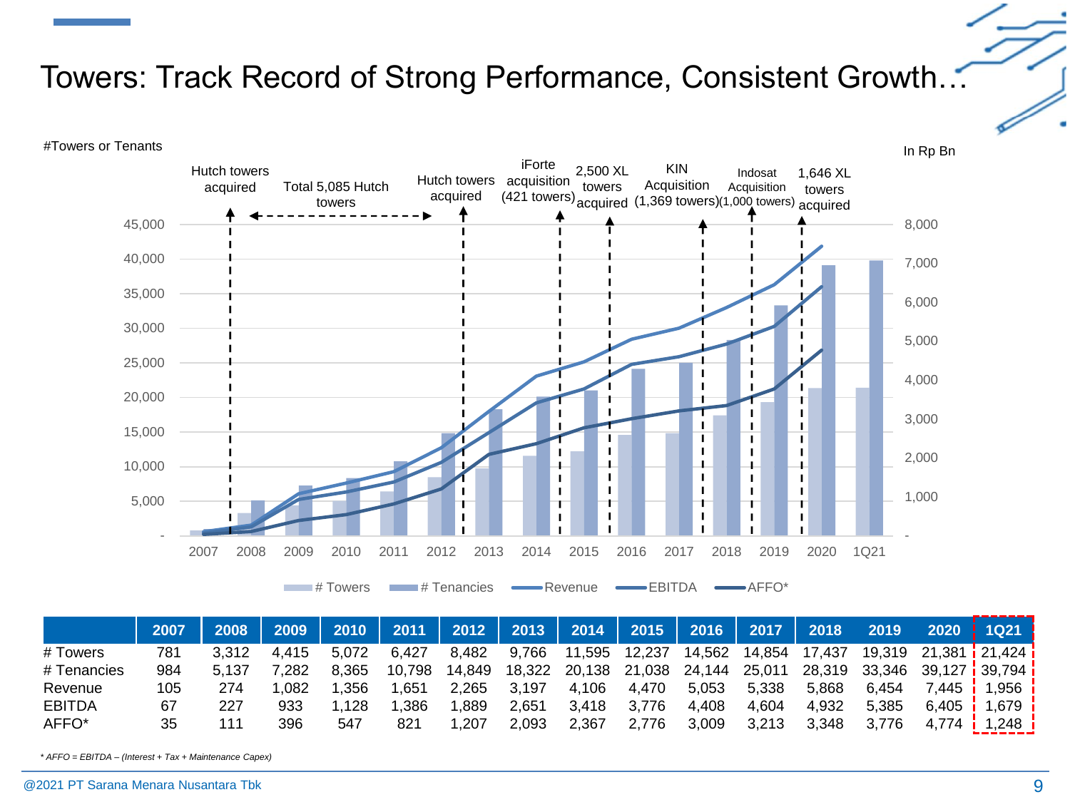# Towers: Track Record of Strong Performance, Consistent Growth…

#Towers or Tenants

In Rp Bn

Hutch towers acquired

Total 5,085 Hutch towers

Hutch towers acquired

iForte acquisition (421 towers)

2,500 XL towers acquired

KIN Acquisition (1,369 towers)

Indosat Acquisition (1,000 towers)

1,646 XL towers acquired

45,000
40,000
35,000
30,000
25,000
20,000
15,000
10,000
5,000
-

8,000
7,000
6,000
5,000
4,000
3,000
2,000
1,000
-

2007 2008 2009 2010 2011 2012 2013 2014 2015 2016 2017 2018 2019 2020 1Q21

# Towers   # Tenancies   Revenue   EBITDA   AFFO*

| | 2007 | 2008 | 2009 | 2010 | 2011 | 2012 | 2013 | 2014 | 2015 | 2016 | 2017 | 2018 | 2019 | 2020 | 1Q21 |
|---|---|---|---|---|---|---|---|---|---|---|---|---|---|---|---|
| # Towers | 781 | 3,312 | 4,415 | 5,072 | 6,427 | 8,482 | 9,766 | 11,595 | 12,237 | 14,562 | 14,854 | 17,437 | 19,319 | 21,381 | 21,424 |
| # Tenancies | 984 | 5,137 | 7,282 | 8,365 | 10,798 | 14,849 | 18,322 | 20,138 | 21,038 | 24,144 | 25,011 | 28,319 | 33,346 | 39,127 | 39,794 |
| Revenue | 105 | 274 | 1,082 | 1,356 | 1,651 | 2,265 | 3,197 | 4,106 | 4,470 | 5,053 | 5,338 | 5,868 | 6,454 | 7,445 | 1,956 |
| EBITDA | 67 | 227 | 933 | 1,128 | 1,386 | 1,889 | 2,651 | 3,418 | 3,776 | 4,408 | 4,604 | 4,932 | 5,385 | 6,405 | 1,679 |
| AFFO* | 35 | 111 | 396 | 547 | 821 | 1,207 | 2,093 | 2,367 | 2,776 | 3,009 | 3,213 | 3,348 | 3,776 | 4,774 | 1,248 |

*\* AFFO = EBITDA – (Interest + Tax + Maintenance Capex)*

@2021 PT Sarana Menara Nusantara Tbk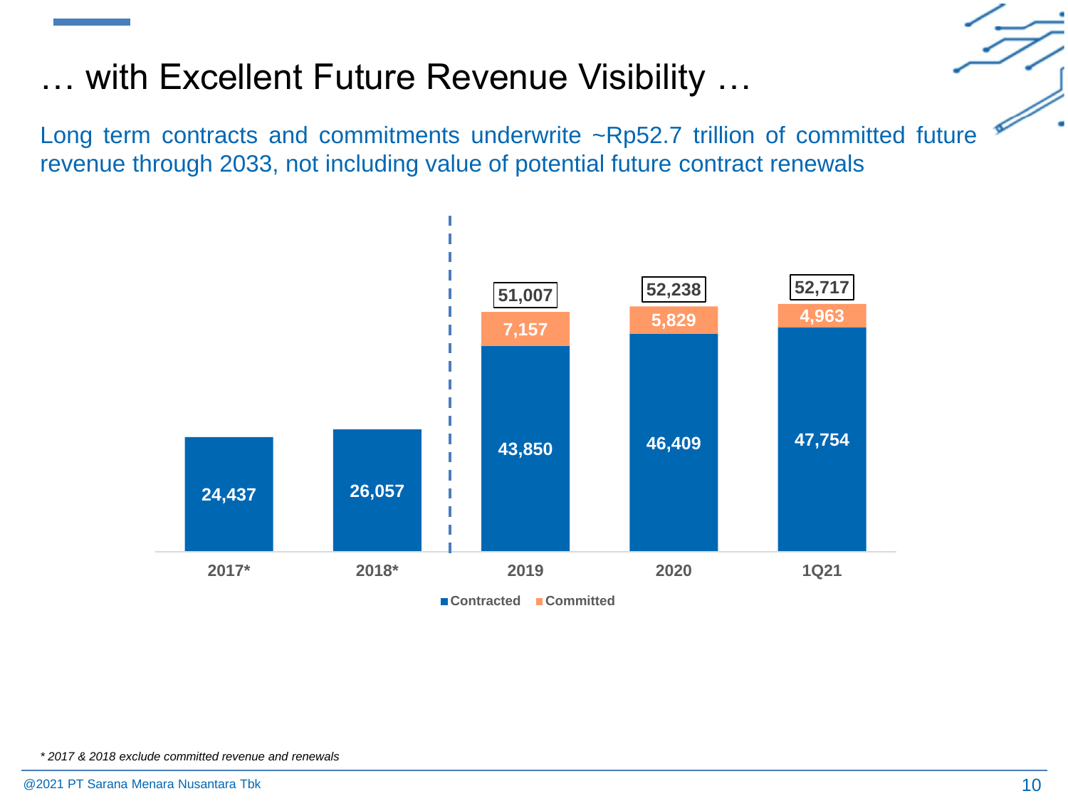# … with Excellent Future Revenue Visibility …

Long term contracts and commitments underwrite ~Rp52.7 trillion of committed future revenue through 2033, not including value of potential future contract renewals

24,437
26,057
51,007
7,157
43,850
52,238
5,829
46,409
52,717
4,963
47,754

2017*
2018*
2019
2020
1Q21

Contracted
Committed

*\* 2017 & 2018 exclude committed revenue and renewals*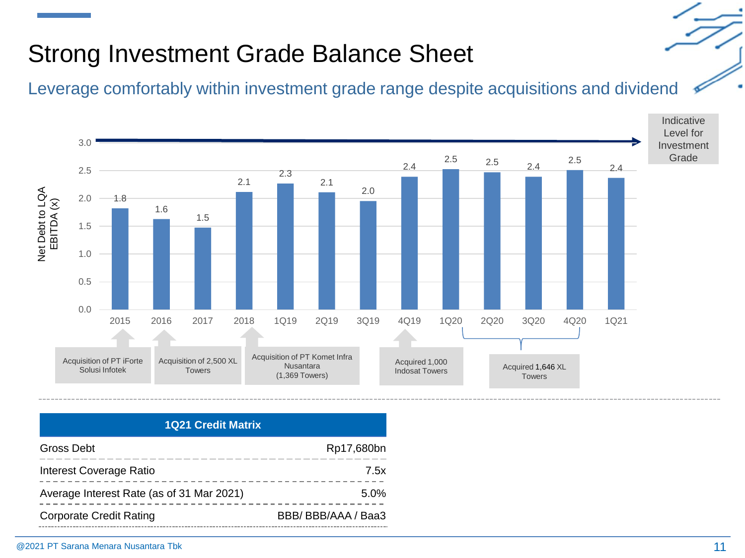# Strong Investment Grade Balance Sheet

## Leverage comfortably within investment grade range despite acquisitions and dividend

Net Debt to LQA EBITDA (x)

3.0
2.5
2.0
1.5
1.0
0.5
0.0

1.8 1.6 1.5 2.1 2.3 2.1 2.0 2.4 2.5 2.5 2.4 2.5 2.4

2015 2016 2017 2018 1Q19 2Q19 3Q19 4Q19 1Q20 2Q20 3Q20 4Q20 1Q21

Indicative Level for Investment Grade

Acquisition of PT iForte Solusi Infotek

Acquisition of 2,500 XL Towers

Acquisition of PT Komet Infra Nusantara (1,369 Towers)

Acquired 1,000 Indosat Towers

Acquired 1,646 XL Towers

| 1Q21 Credit Matrix | |
|---|---|
| Gross Debt | Rp17,680bn |
| Interest Coverage Ratio | 7.5x |
| Average Interest Rate (as of 31 Mar 2021) | 5.0% |
| Corporate Credit Rating | BBB/ BBB/AAA / Baa3 |

@2021 PT Sarana Menara Nusantara Tbk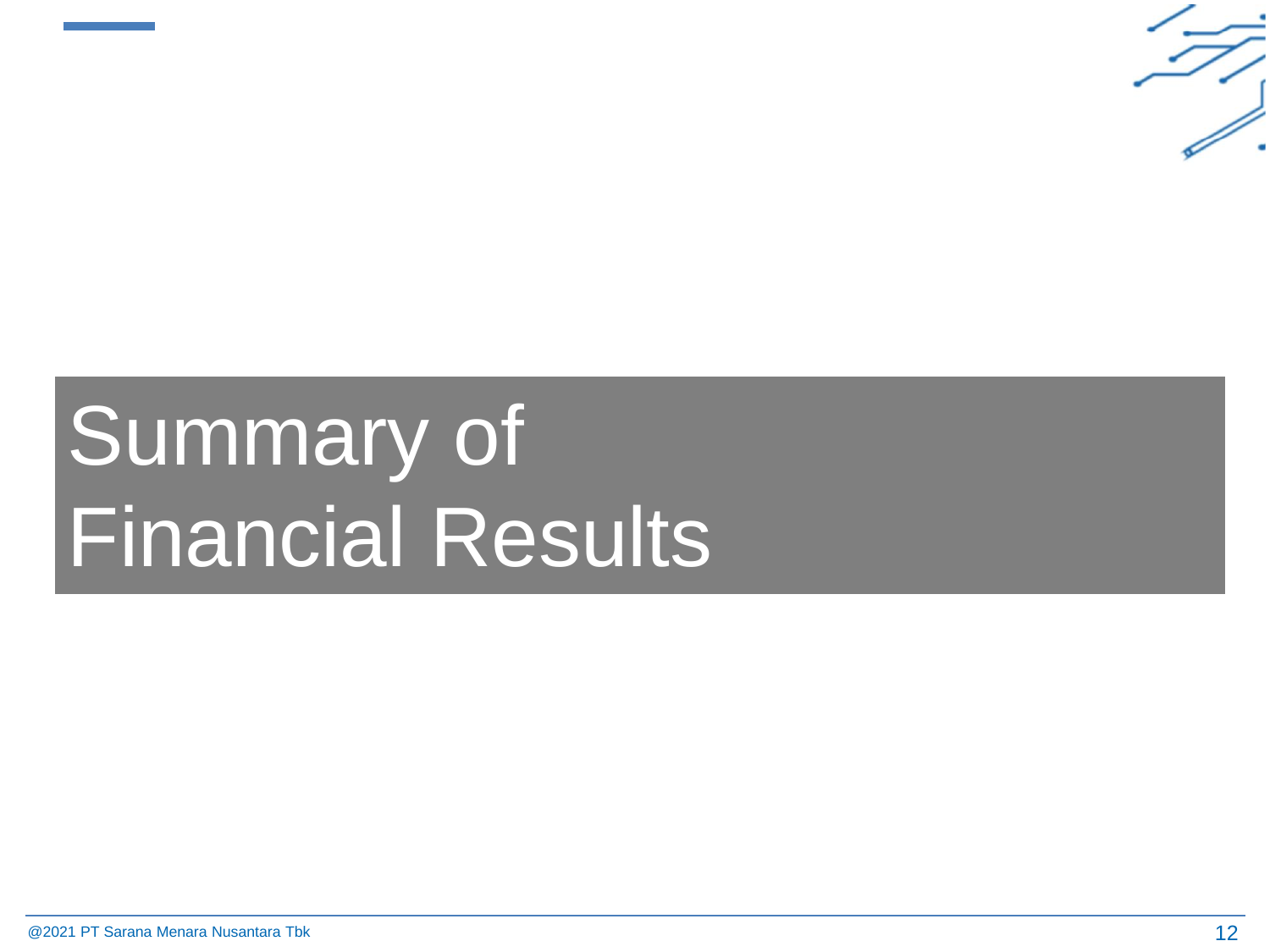# Summary of Financial Results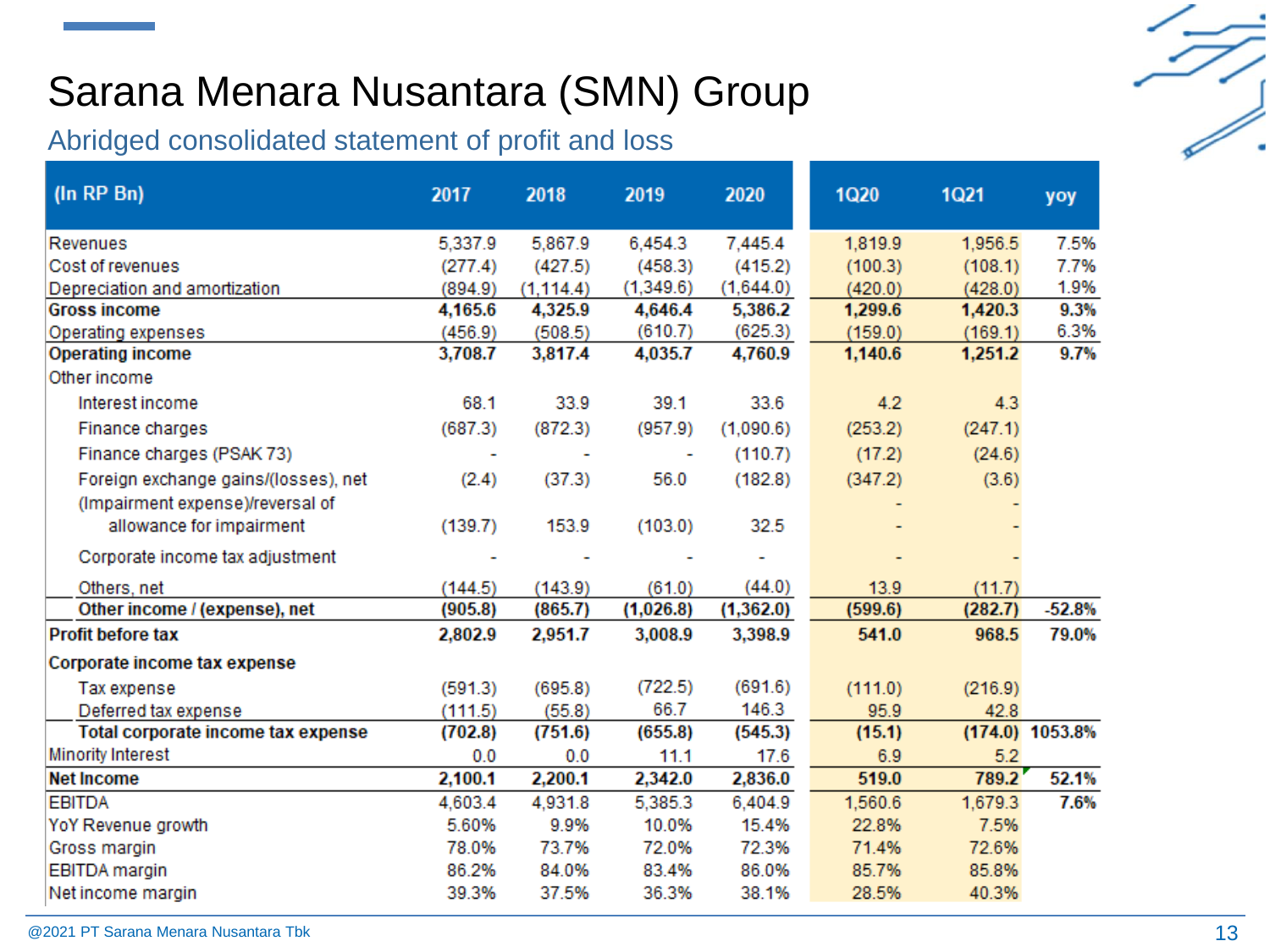# Sarana Menara Nusantara (SMN) Group

## Abridged consolidated statement of profit and loss

| (In RP Bn) | 2017 | 2018 | 2019 | 2020 | 1Q20 | 1Q21 | yoy |
|---|---|---|---|---|---|---|---|
| Revenues | 5,337.9 | 5,867.9 | 6,454.3 | 7,445.4 | 1,819.9 | 1,956.5 | 7.5% |
| Cost of revenues | (277.4) | (427.5) | (458.3) | (415.2) | (100.3) | (108.1) | 7.7% |
| Depreciation and amortization | (894.9) | (1,114.4) | (1,349.6) | (1,644.0) | (420.0) | (428.0) | 1.9% |
| **Gross income** | **4,165.6** | **4,325.9** | **4,646.4** | **5,386.2** | **1,299.6** | **1,420.3** | **9.3%** |
| Operating expenses | (456.9) | (508.5) | (610.7) | (625.3) | (159.0) | (169.1) | 6.3% |
| **Operating income** | **3,708.7** | **3,817.4** | **4,035.7** | **4,760.9** | **1,140.6** | **1,251.2** | **9.7%** |
| Other income | | | | | | | |
| Interest income | 68.1 | 33.9 | 39.1 | 33.6 | 4.2 | 4.3 | |
| Finance charges | (687.3) | (872.3) | (957.9) | (1,090.6) | (253.2) | (247.1) | |
| Finance charges (PSAK 73) | - | - | - | (110.7) | (17.2) | (24.6) | |
| Foreign exchange gains/(losses), net | (2.4) | (37.3) | 56.0 | (182.8) | (347.2) | (3.6) | |
| (Impairment expense)/reversal of allowance for impairment | (139.7) | 153.9 | (103.0) | 32.5 | - | - | |
| Corporate income tax adjustment | - | - | - | - | - | - | |
| Others, net | (144.5) | (143.9) | (61.0) | (44.0) | 13.9 | (11.7) | |
| **Other income / (expense), net** | **(905.8)** | **(865.7)** | **(1,026.8)** | **(1,362.0)** | **(599.6)** | **(282.7)** | **-52.8%** |
| **Profit before tax** | **2,802.9** | **2,951.7** | **3,008.9** | **3,398.9** | **541.0** | **968.5** | **79.0%** |
| **Corporate income tax expense** | | | | | | | |
| Tax expense | (591.3) | (695.8) | (722.5) | (691.6) | (111.0) | (216.9) | |
| Deferred tax expense | (111.5) | (55.8) | 66.7 | 146.3 | 95.9 | 42.8 | |
| **Total corporate income tax expense** | **(702.8)** | **(751.6)** | **(655.8)** | **(545.3)** | **(15.1)** | **(174.0)** | **1053.8%** |
| Minority Interest | 0.0 | 0.0 | 11.1 | 17.6 | 6.9 | 5.2 | |
| **Net Income** | **2,100.1** | **2,200.1** | **2,342.0** | **2,836.0** | **519.0** | **789.2** | **52.1%** |
| EBITDA | 4,603.4 | 4,931.8 | 5,385.3 | 6,404.9 | 1,560.6 | 1,679.3 | **7.6%** |
| YoY Revenue growth | 5.60% | 9.9% | 10.0% | 15.4% | 22.8% | 7.5% | |
| Gross margin | 78.0% | 73.7% | 72.0% | 72.3% | 71.4% | 72.6% | |
| EBITDA margin | 86.2% | 84.0% | 83.4% | 86.0% | 85.7% | 85.8% | |
| Net income margin | 39.3% | 37.5% | 36.3% | 38.1% | 28.5% | 40.3% | |

@2021 PT Sarana Menara Nusantara Tbk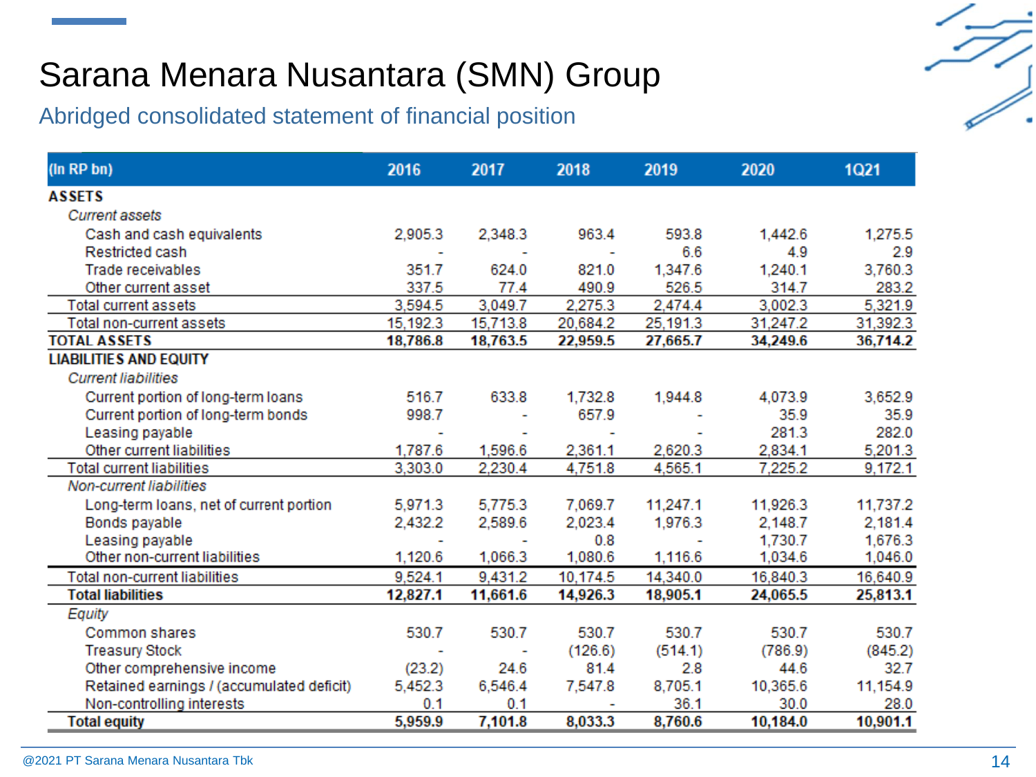# Sarana Menara Nusantara (SMN) Group

## Abridged consolidated statement of financial position

| (In RP bn) | 2016 | 2017 | 2018 | 2019 | 2020 | 1Q21 |
|---|---|---|---|---|---|---|
| **ASSETS** | | | | | | |
| *Current assets* | | | | | | |
| Cash and cash equivalents | 2,905.3 | 2,348.3 | 963.4 | 593.8 | 1,442.6 | 1,275.5 |
| Restricted cash | - | - | - | 6.6 | 4.9 | 2.9 |
| Trade receivables | 351.7 | 624.0 | 821.0 | 1,347.6 | 1,240.1 | 3,760.3 |
| Other current asset | 337.5 | 77.4 | 490.9 | 526.5 | 314.7 | 283.2 |
| Total current assets | 3,594.5 | 3,049.7 | 2,275.3 | 2,474.4 | 3,002.3 | 5,321.9 |
| Total non-current assets | 15,192.3 | 15,713.8 | 20,684.2 | 25,191.3 | 31,247.2 | 31,392.3 |
| **TOTAL ASSETS** | **18,786.8** | **18,763.5** | **22,959.5** | **27,665.7** | **34,249.6** | **36,714.2** |
| **LIABILITIES AND EQUITY** | | | | | | |
| *Current liabilities* | | | | | | |
| Current portion of long-term loans | 516.7 | 633.8 | 1,732.8 | 1,944.8 | 4,073.9 | 3,652.9 |
| Current portion of long-term bonds | 998.7 | - | 657.9 | - | 35.9 | 35.9 |
| Leasing payable | - | - | - | - | 281.3 | 282.0 |
| Other current liabilities | 1,787.6 | 1,596.6 | 2,361.1 | 2,620.3 | 2,834.1 | 5,201.3 |
| Total current liabilities | 3,303.0 | 2,230.4 | 4,751.8 | 4,565.1 | 7,225.2 | 9,172.1 |
| *Non-current liabilities* | | | | | | |
| Long-term loans, net of current portion | 5,971.3 | 5,775.3 | 7,069.7 | 11,247.1 | 11,926.3 | 11,737.2 |
| Bonds payable | 2,432.2 | 2,589.6 | 2,023.4 | 1,976.3 | 2,148.7 | 2,181.4 |
| Leasing payable | - | - | 0.8 | - | 1,730.7 | 1,676.3 |
| Other non-current liabilities | 1,120.6 | 1,066.3 | 1,080.6 | 1,116.6 | 1,034.6 | 1,046.0 |
| Total non-current liabilities | 9,524.1 | 9,431.2 | 10,174.5 | 14,340.0 | 16,840.3 | 16,640.9 |
| **Total liabilities** | **12,827.1** | **11,661.6** | **14,926.3** | **18,905.1** | **24,065.5** | **25,813.1** |
| *Equity* | | | | | | |
| Common shares | 530.7 | 530.7 | 530.7 | 530.7 | 530.7 | 530.7 |
| Treasury Stock | - | - | (126.6) | (514.1) | (786.9) | (845.2) |
| Other comprehensive income | (23.2) | 24.6 | 81.4 | 2.8 | 44.6 | 32.7 |
| Retained earnings / (accumulated deficit) | 5,452.3 | 6,546.4 | 7,547.8 | 8,705.1 | 10,365.6 | 11,154.9 |
| Non-controlling interests | 0.1 | 0.1 | - | 36.1 | 30.0 | 28.0 |
| **Total equity** | **5,959.9** | **7,101.8** | **8,033.3** | **8,760.6** | **10,184.0** | **10,901.1** |

@2021 PT Sarana Menara Nusantara Tbk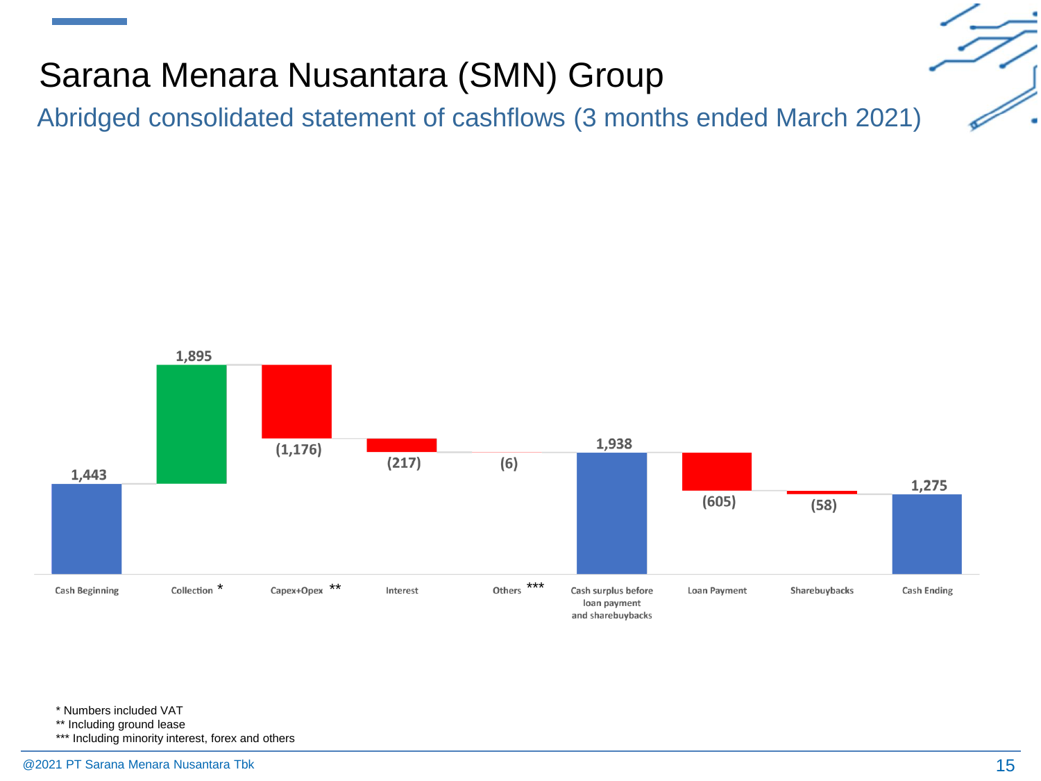# Sarana Menara Nusantara (SMN) Group

## Abridged consolidated statement of cashflows (3 months ended March 2021)

1,443
1,895
(1,176)
(217)
(6)
1,938
(605)
(58)
1,275

Cash Beginning
Collection *
Capex+Opex **
Interest
Others ***
Cash surplus before loan payment and sharebuybacks
Loan Payment
Sharebuybacks
Cash Ending

* Numbers included VAT
** Including ground lease
*** Including minority interest, forex and others

@2021 PT Sarana Menara Nusantara Tbk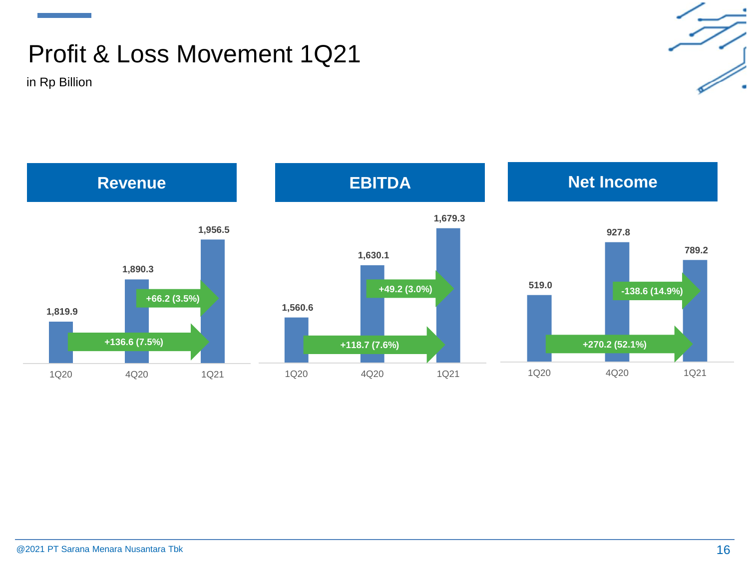# Profit & Loss Movement 1Q21

in Rp Billion

## Revenue

1,819.9
1,890.3
1,956.5
+66.2 (3.5%)
+136.6 (7.5%)
1Q20
4Q20
1Q21

## EBITDA

1,560.6
1,630.1
1,679.3
+49.2 (3.0%)
+118.7 (7.6%)
1Q20
4Q20
1Q21

## Net Income

519.0
927.8
789.2
-138.6 (14.9%)
+270.2 (52.1%)
1Q20
4Q20
1Q21

@2021 PT Sarana Menara Nusantara Tbk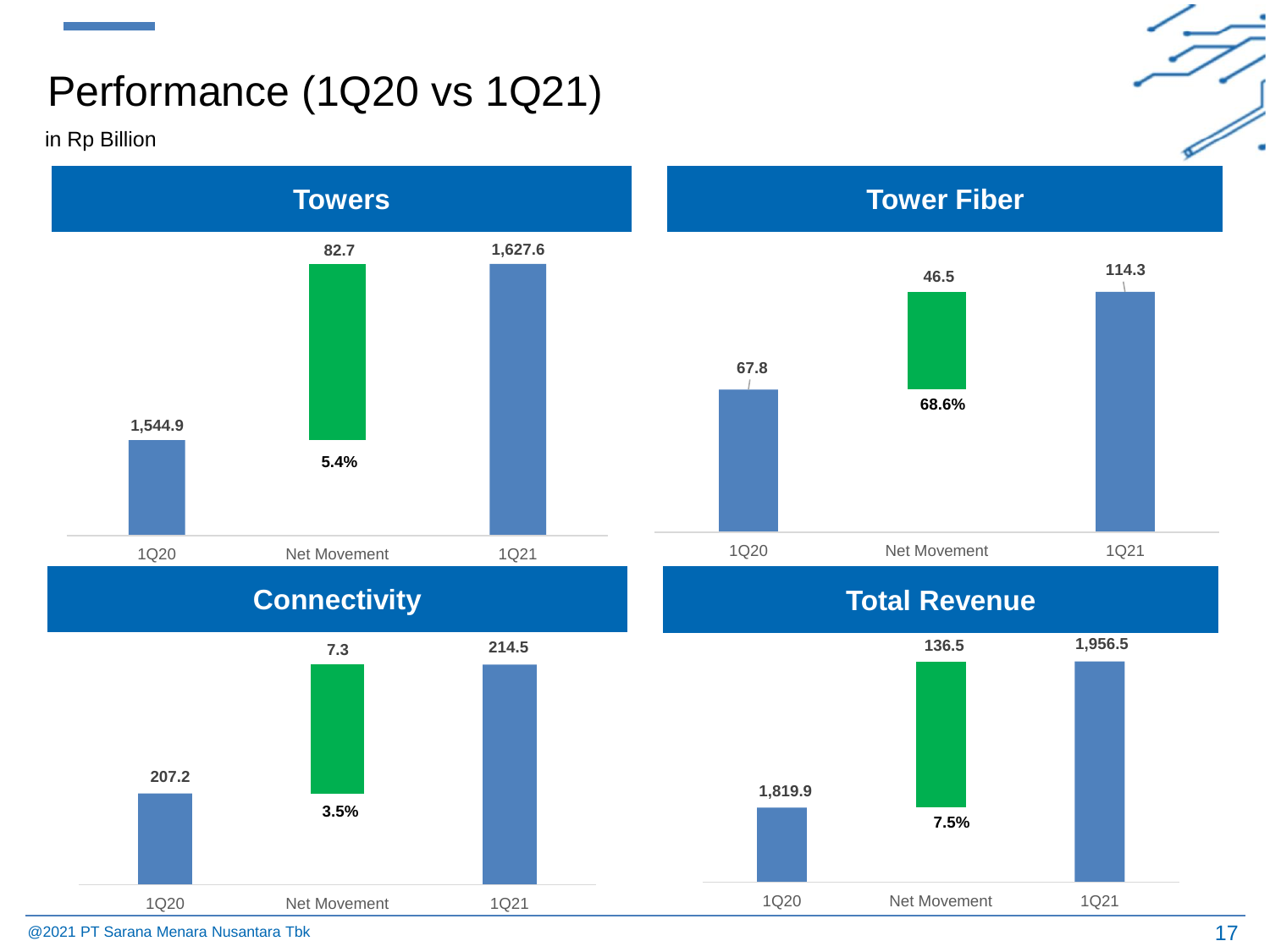# Performance (1Q20 vs 1Q21)

in Rp Billion

## Towers

1,544.9
82.7
5.4%
1,627.6

1Q20 | Net Movement | 1Q21

## Tower Fiber

67.8
46.5
68.6%
114.3

1Q20 | Net Movement | 1Q21

## Connectivity

207.2
7.3
3.5%
214.5

1Q20 | Net Movement | 1Q21

## Total Revenue

1,819.9
136.5
7.5%
1,956.5

1Q20 | Net Movement | 1Q21

@2021 PT Sarana Menara Nusantara Tbk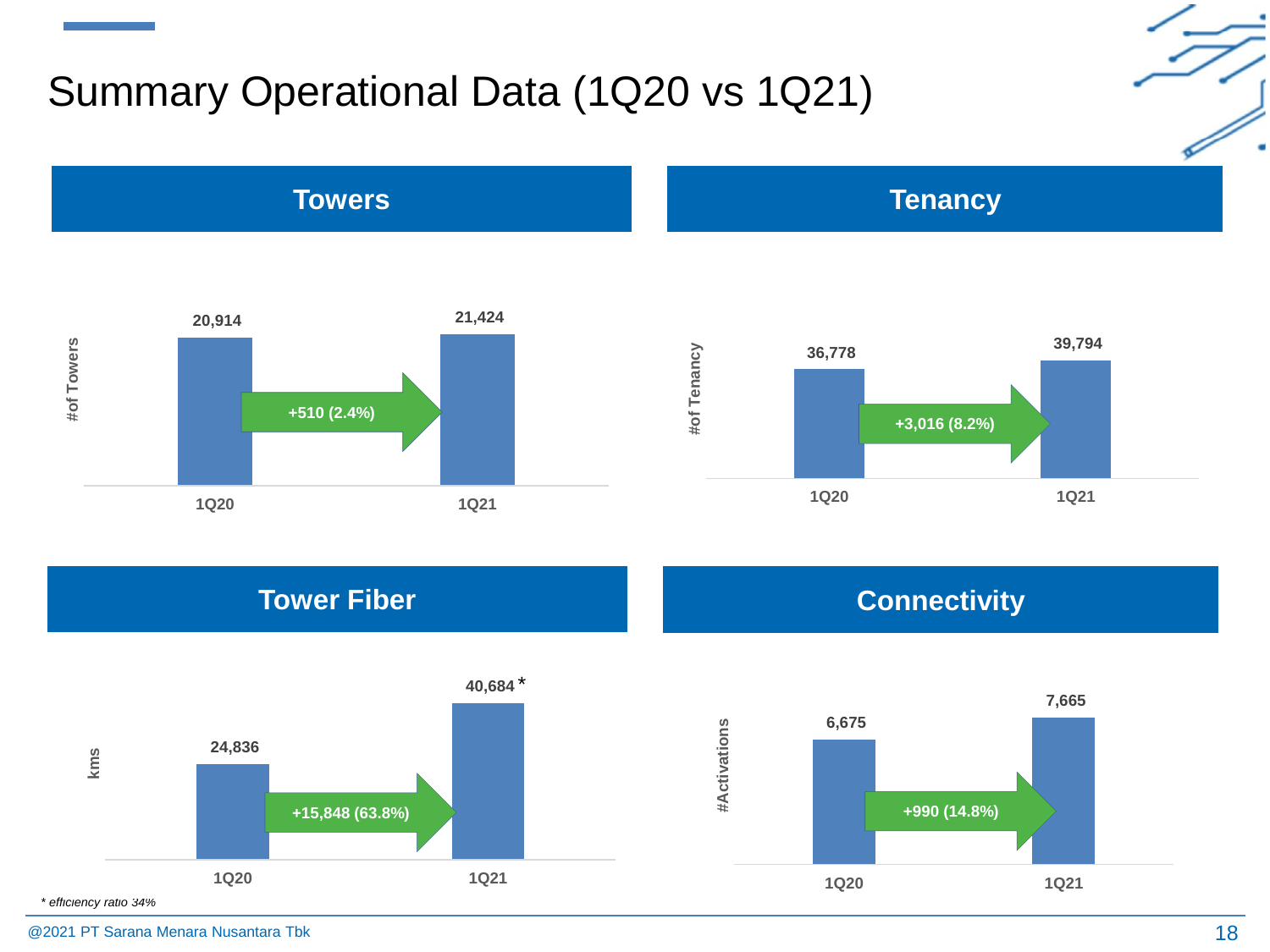# Summary Operational Data (1Q20 vs 1Q21)

## Towers

#of Towers

20,914

21,424

+510 (2.4%)

1Q20

1Q21

## Tenancy

#of Tenancy

36,778

39,794

+3,016 (8.2%)

1Q20

1Q21

## Tower Fiber

kms

24,836

40,684 *

+15,848 (63.8%)

1Q20

1Q21

*\* efficiency ratio 34%*

## Connectivity

#Activations

6,675

7,665

+990 (14.8%)

1Q20

1Q21

@2021 PT Sarana Menara Nusantara Tbk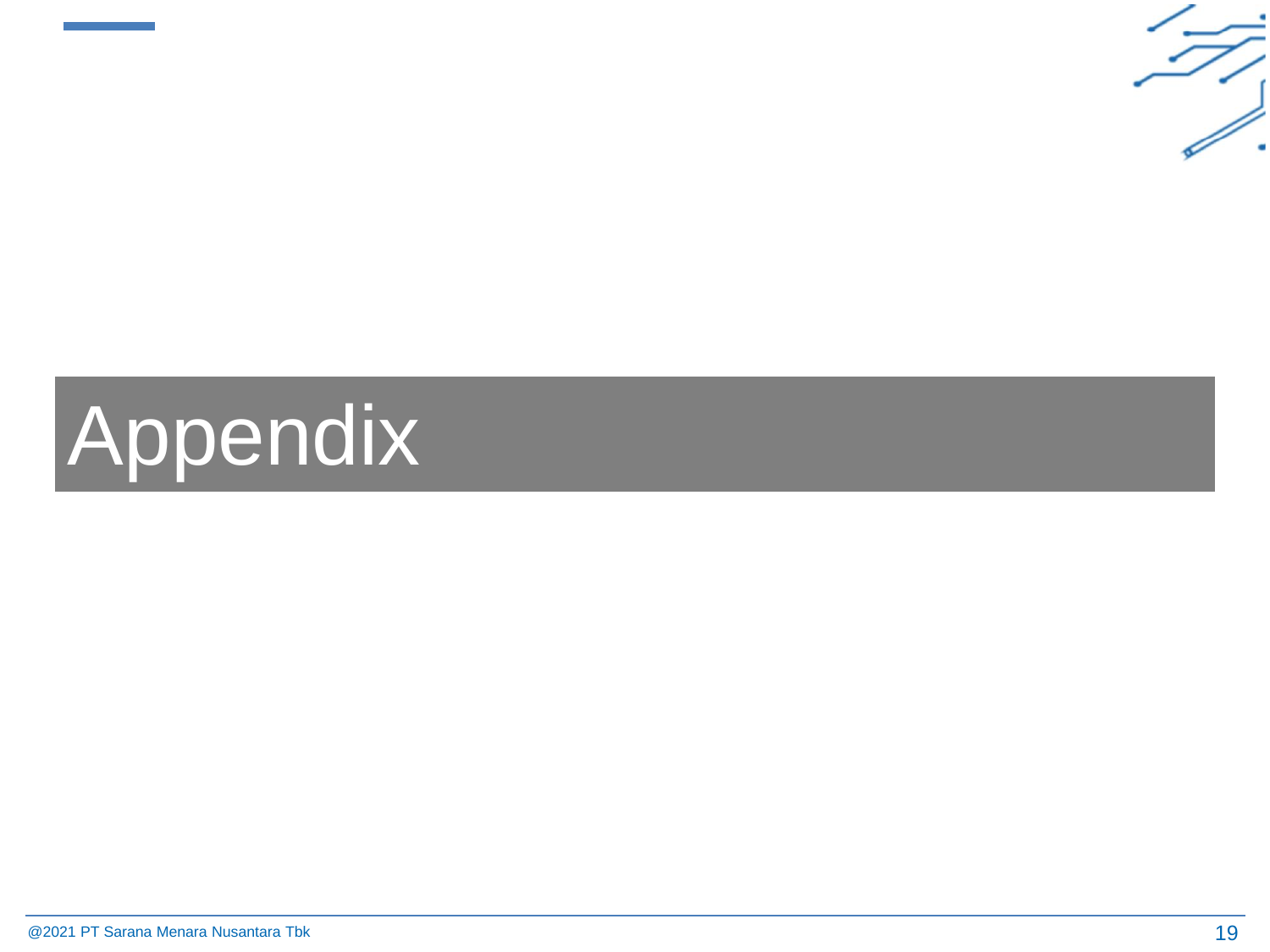# Appendix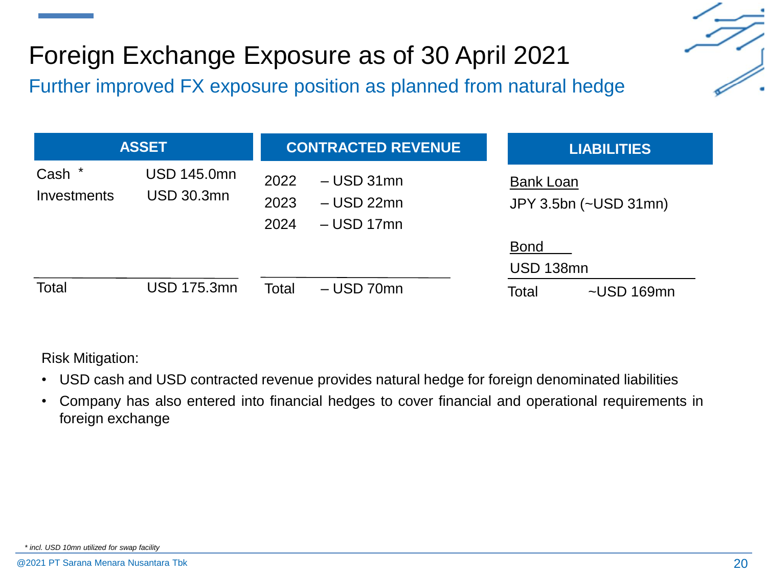# Foreign Exchange Exposure as of 30 April 2021

## Further improved FX exposure position as planned from natural hedge

| ASSET | | CONTRACTED REVENUE | | LIABILITIES | |
|---|---|---|---|---|---|
| Cash * | USD 145.0mn | 2022 | – USD 31mn | Bank Loan | |
| Investments | USD 30.3mn | 2023 | – USD 22mn | JPY 3.5bn (~USD 31mn) | |
| | | 2024 | – USD 17mn | | |
| | | | | Bond | |
| | | | | USD 138mn | |
| Total | USD 175.3mn | Total | – USD 70mn | Total | ~USD 169mn |

Risk Mitigation:

- USD cash and USD contracted revenue provides natural hedge for foreign denominated liabilities
- Company has also entered into financial hedges to cover financial and operational requirements in foreign exchange

*\* incl. USD 10mn utilized for swap facility*

@2021 PT Sarana Menara Nusantara Tbk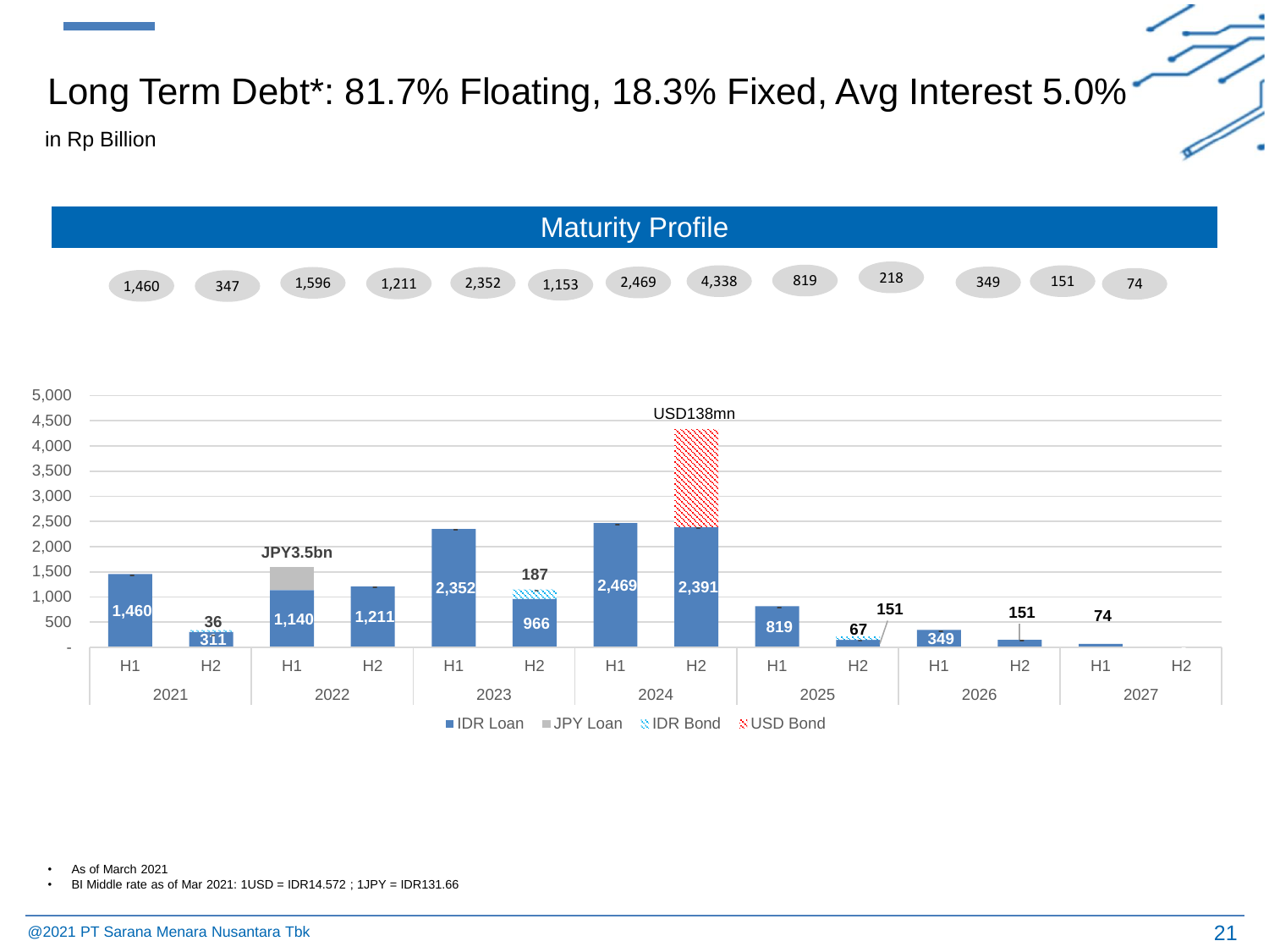# Long Term Debt*: 81.7% Floating, 18.3% Fixed, Avg Interest 5.0%

in Rp Billion

## Maturity Profile

1,460 347 1,596 1,211 2,352 1,153 2,469 4,338 819 218 349 151 74

5,000
4,500
4,000
3,500
3,000
2,500
2,000
1,500
1,000
500
-

USD138mn

JPY3.5bn

1,460
36
311
1,140
1,211
2,352
187
966
2,469
2,391
819
67
151
349
151
74

H1 H2 H1 H2 H1 H2 H1 H2 H1 H2 H1 H2 H1 H2

2021 2022 2023 2024 2025 2026 2027

IDR Loan JPY Loan IDR Bond USD Bond

- As of March 2021
- BI Middle rate as of Mar 2021: 1USD = IDR14.572 ; 1JPY = IDR131.66

@2021 PT Sarana Menara Nusantara Tbk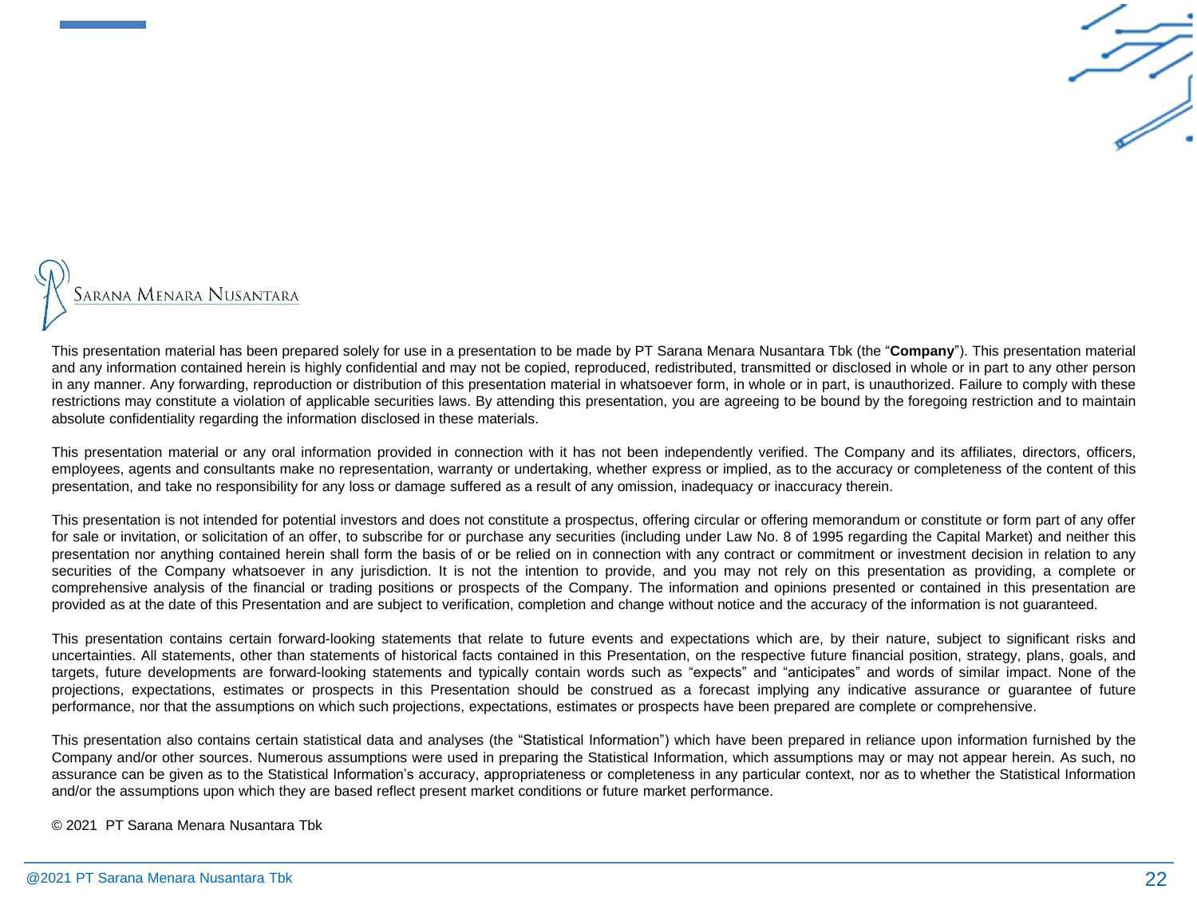Sarana Menara Nusantara

This presentation material has been prepared solely for use in a presentation to be made by PT Sarana Menara Nusantara Tbk (the "**Company**"). This presentation material and any information contained herein is highly confidential and may not be copied, reproduced, redistributed, transmitted or disclosed in whole or in part to any other person in any manner. Any forwarding, reproduction or distribution of this presentation material in whatsoever form, in whole or in part, is unauthorized. Failure to comply with these restrictions may constitute a violation of applicable securities laws. By attending this presentation, you are agreeing to be bound by the foregoing restriction and to maintain absolute confidentiality regarding the information disclosed in these materials.

This presentation material or any oral information provided in connection with it has not been independently verified. The Company and its affiliates, directors, officers, employees, agents and consultants make no representation, warranty or undertaking, whether express or implied, as to the accuracy or completeness of the content of this presentation, and take no responsibility for any loss or damage suffered as a result of any omission, inadequacy or inaccuracy therein.

This presentation is not intended for potential investors and does not constitute a prospectus, offering circular or offering memorandum or constitute or form part of any offer for sale or invitation, or solicitation of an offer, to subscribe for or purchase any securities (including under Law No. 8 of 1995 regarding the Capital Market) and neither this presentation nor anything contained herein shall form the basis of or be relied on in connection with any contract or commitment or investment decision in relation to any securities of the Company whatsoever in any jurisdiction. It is not the intention to provide, and you may not rely on this presentation as providing, a complete or comprehensive analysis of the financial or trading positions or prospects of the Company. The information and opinions presented or contained in this presentation are provided as at the date of this Presentation and are subject to verification, completion and change without notice and the accuracy of the information is not guaranteed.

This presentation contains certain forward-looking statements that relate to future events and expectations which are, by their nature, subject to significant risks and uncertainties. All statements, other than statements of historical facts contained in this Presentation, on the respective future financial position, strategy, plans, goals, and targets, future developments are forward-looking statements and typically contain words such as "expects" and "anticipates" and words of similar impact. None of the projections, expectations, estimates or prospects in this Presentation should be construed as a forecast implying any indicative assurance or guarantee of future performance, nor that the assumptions on which such projections, expectations, estimates or prospects have been prepared are complete or comprehensive.

This presentation also contains certain statistical data and analyses (the "Statistical Information") which have been prepared in reliance upon information furnished by the Company and/or other sources. Numerous assumptions were used in preparing the Statistical Information, which assumptions may or may not appear herein. As such, no assurance can be given as to the Statistical Information's accuracy, appropriateness or completeness in any particular context, nor as to whether the Statistical Information and/or the assumptions upon which they are based reflect present market conditions or future market performance.

© 2021 PT Sarana Menara Nusantara Tbk